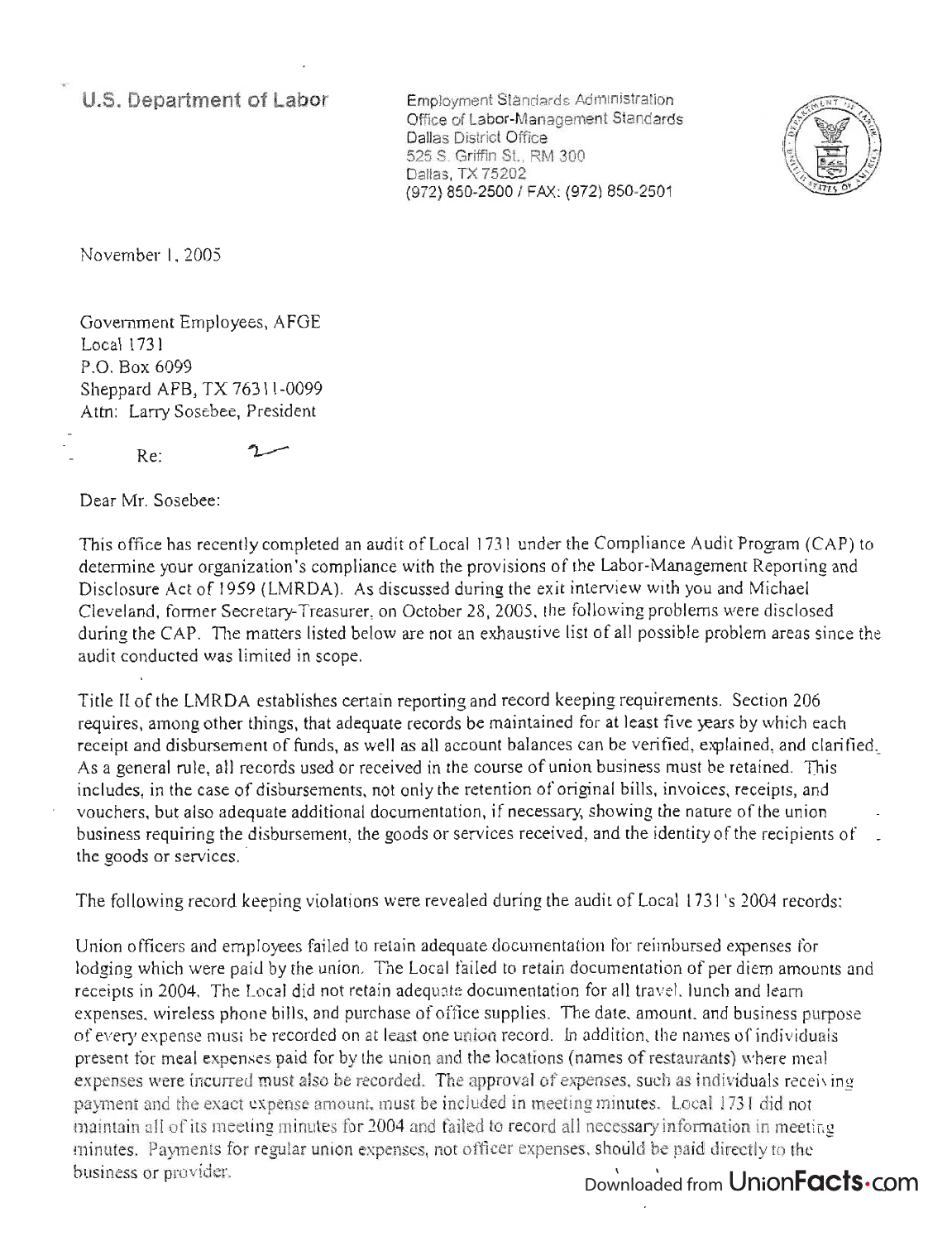**U.S. Department of Labor**

Employment Standards Administration
Office of Labor-Management Standards
Dallas District Office
525 S. Griffin St., RM 300
Dallas, TX 75202
(972) 850-2500 / FAX: (972) 850-2501

November 1, 2005

Government Employees, AFGE
Local 1731
P.O. Box 6099
Sheppard AFB, TX 76311-0099
Attn: Larry Sosebee, President

Re: 2

Dear Mr. Sosebee:

This office has recently completed an audit of Local 1731 under the Compliance Audit Program (CAP) to determine your organization's compliance with the provisions of the Labor-Management Reporting and Disclosure Act of 1959 (LMRDA). As discussed during the exit interview with you and Michael Cleveland, former Secretary-Treasurer, on October 28, 2005, the following problems were disclosed during the CAP. The matters listed below are not an exhaustive list of all possible problem areas since the audit conducted was limited in scope.

Title II of the LMRDA establishes certain reporting and record keeping requirements. Section 206 requires, among other things, that adequate records be maintained for at least five years by which each receipt and disbursement of funds, as well as all account balances can be verified, explained, and clarified. As a general rule, all records used or received in the course of union business must be retained. This includes, in the case of disbursements, not only the retention of original bills, invoices, receipts, and vouchers, but also adequate additional documentation, if necessary, showing the nature of the union business requiring the disbursement, the goods or services received, and the identity of the recipients of the goods or services.

The following record keeping violations were revealed during the audit of Local 1731's 2004 records:

Union officers and employees failed to retain adequate documentation for reimbursed expenses for lodging which were paid by the union. The Local failed to retain documentation of per diem amounts and receipts in 2004. The Local did not retain adequate documentation for all travel, lunch and learn expenses, wireless phone bills, and purchase of office supplies. The date, amount, and business purpose of every expense must be recorded on at least one union record. In addition, the names of individuals present for meal expenses paid for by the union and the locations (names of restaurants) where meal expenses were incurred must also be recorded. The approval of expenses, such as individuals receiving payment and the exact expense amount, must be included in meeting minutes. Local 1731 did not maintain all of its meeting minutes for 2004 and failed to record all necessary information in meeting minutes. Payments for regular union expenses, not officer expenses, should be paid directly to the business or provider.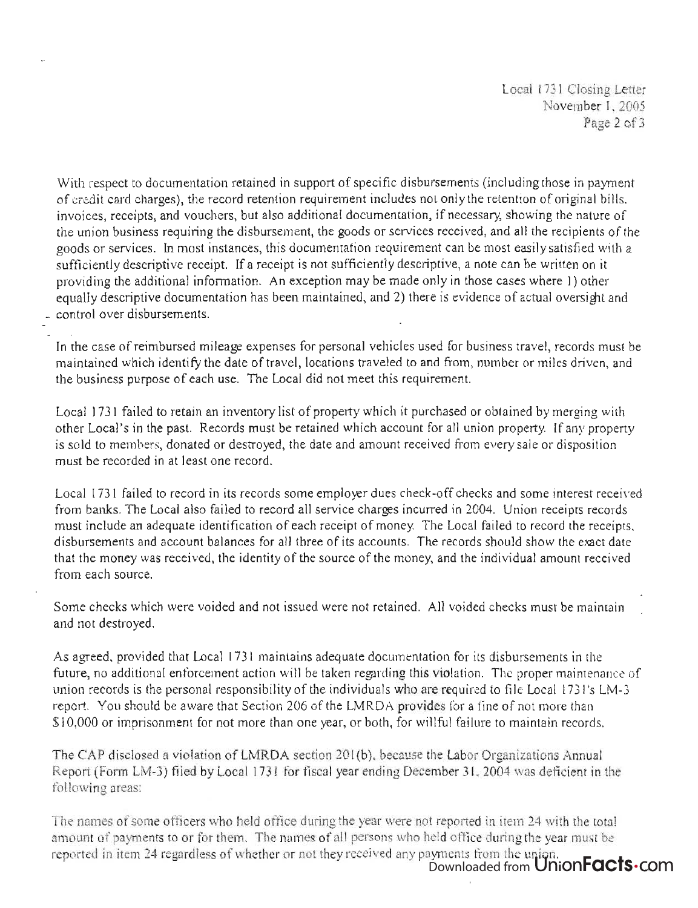With respect to documentation retained in support of specific disbursements (including those in payment of credit card charges), the record retention requirement includes not only the retention of original bills, invoices, receipts, and vouchers, but also additional documentation, if necessary, showing the nature of the union business requiring the disbursement, the goods or services received, and all the recipients of the goods or services. In most instances, this documentation requirement can be most easily satisfied with a sufficiently descriptive receipt. If a receipt is not sufficiently descriptive, a note can be written on it providing the additional information. An exception may be made only in those cases where 1) other equally descriptive documentation has been maintained, and 2) there is evidence of actual oversight and control over disbursements.

In the case of reimbursed mileage expenses for personal vehicles used for business travel, records must be maintained which identify the date of travel, locations traveled to and from, number or miles driven, and the business purpose of each use. The Local did not meet this requirement.

Local 1731 failed to retain an inventory list of property which it purchased or obtained by merging with other Local's in the past. Records must be retained which account for all union property. If any property is sold to members, donated or destroyed, the date and amount received from every sale or disposition must be recorded in at least one record.

Local 1731 failed to record in its records some employer dues check-off checks and some interest received from banks. The Local also failed to record all service charges incurred in 2004. Union receipts records must include an adequate identification of each receipt of money. The Local failed to record the receipts, disbursements and account balances for all three of its accounts. The records should show the exact date that the money was received, the identity of the source of the money, and the individual amount received from each source.

Some checks which were voided and not issued were not retained. All voided checks must be maintain and not destroyed.

As agreed, provided that Local 1731 maintains adequate documentation for its disbursements in the future, no additional enforcement action will be taken regarding this violation. The proper maintenance of union records is the personal responsibility of the individuals who are required to file Local 1731's LM-3 report. You should be aware that Section 206 of the LMRDA provides for a fine of not more than $10,000 or imprisonment for not more than one year, or both, for willful failure to maintain records.

The CAP disclosed a violation of LMRDA section 201(b), because the Labor Organizations Annual Report (Form LM-3) filed by Local 1731 for fiscal year ending December 31, 2004 was deficient in the following areas:

The names of some officers who held office during the year were not reported in item 24 with the total amount of payments to or for them. The names of all persons who held office during the year must be reported in item 24 regardless of whether or not they received any payments from the union.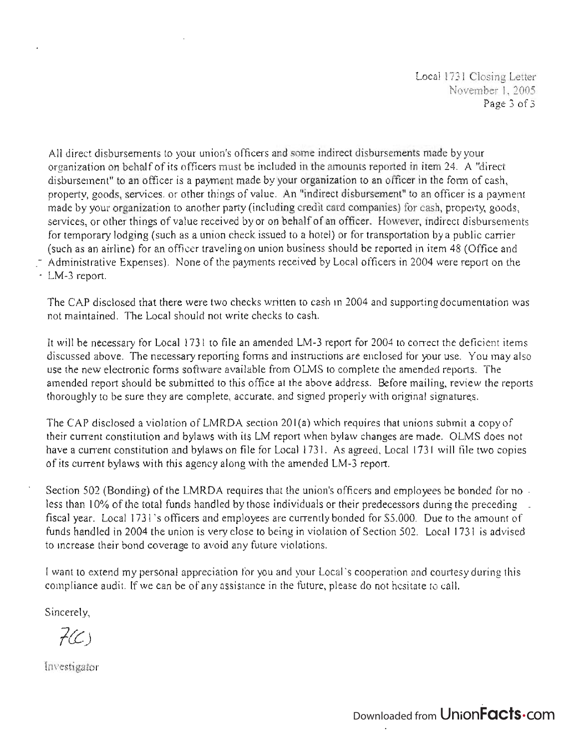All direct disbursements to your union's officers and some indirect disbursements made by your organization on behalf of its officers must be included in the amounts reported in item 24. A "direct disbursement" to an officer is a payment made by your organization to an officer in the form of cash, property, goods, services, or other things of value. An "indirect disbursement" to an officer is a payment made by your organization to another party (including credit card companies) for cash, property, goods, services, or other things of value received by or on behalf of an officer. However, indirect disbursements for temporary lodging (such as a union check issued to a hotel) or for transportation by a public carrier (such as an airline) for an officer traveling on union business should be reported in item 48 (Office and Administrative Expenses). None of the payments received by Local officers in 2004 were report on the LM-3 report.

The CAP disclosed that there were two checks written to cash in 2004 and supporting documentation was not maintained. The Local should not write checks to cash.

It will be necessary for Local 1731 to file an amended LM-3 report for 2004 to correct the deficient items discussed above. The necessary reporting forms and instructions are enclosed for your use. You may also use the new electronic forms software available from OLMS to complete the amended reports. The amended report should be submitted to this office at the above address. Before mailing, review the reports thoroughly to be sure they are complete, accurate, and signed properly with original signatures.

The CAP disclosed a violation of LMRDA section 201(a) which requires that unions submit a copy of their current constitution and bylaws with its LM report when bylaw changes are made. OLMS does not have a current constitution and bylaws on file for Local 1731. As agreed, Local 1731 will file two copies of its current bylaws with this agency along with the amended LM-3 report.

Section 502 (Bonding) of the LMRDA requires that the union's officers and employees be bonded for no less than 10% of the total funds handled by those individuals or their predecessors during the preceding fiscal year. Local 1731's officers and employees are currently bonded for $5,000. Due to the amount of funds handled in 2004 the union is very close to being in violation of Section 502. Local 1731 is advised to increase their bond coverage to avoid any future violations.

I want to extend my personal appreciation for you and your Local's cooperation and courtesy during this compliance audit. If we can be of any assistance in the future, please do not hesitate to call.

Sincerely,

7(C)

Investigator